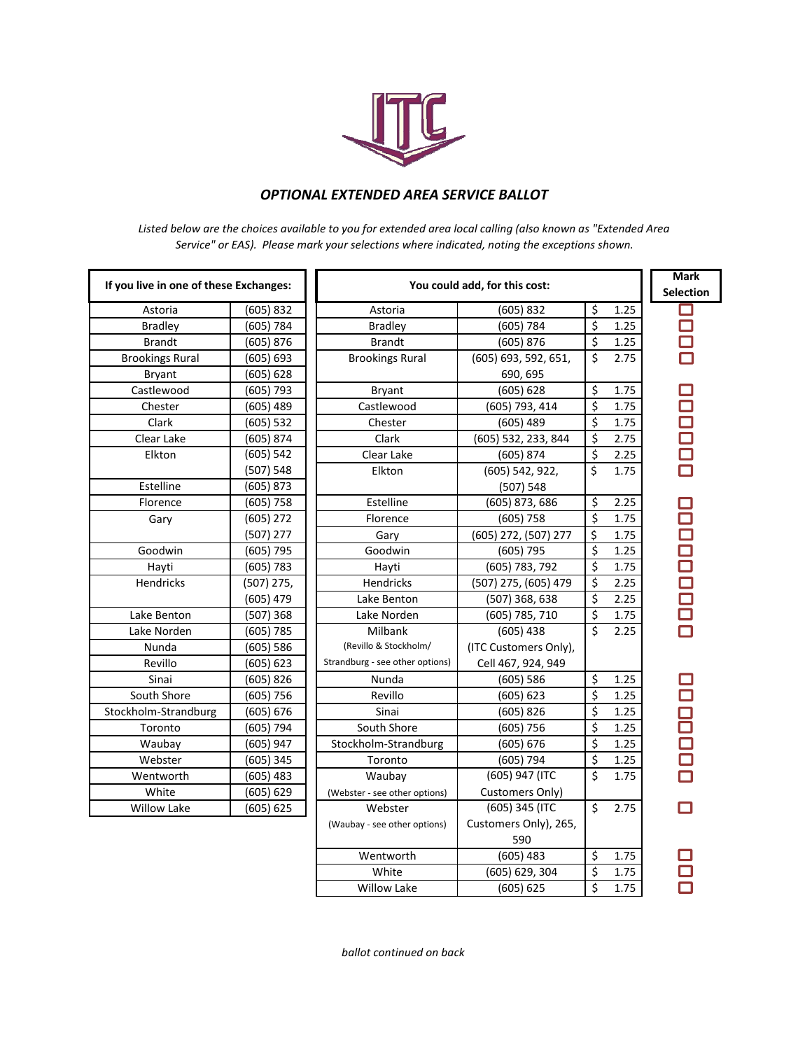ITC

## *OPTIONAL EXTENDED AREA SERVICE BALLOT*

*Listed below are the choices available to you for extended area local calling (also known as "Extended Area Service" or EAS). Please mark your selections where indicated, noting the exceptions shown.*

| If you live in one of these Exchanges: | |
|---|---|
| Astoria | (605) 832 |
| Bradley | (605) 784 |
| Brandt | (605) 876 |
| Brookings Rural | (605) 693 |
| Bryant | (605) 628 |
| Castlewood | (605) 793 |
| Chester | (605) 489 |
| Clark | (605) 532 |
| Clear Lake | (605) 874 |
| Elkton | (605) 542, (507) 548 |
| Estelline | (605) 873 |
| Florence | (605) 758 |
| Gary | (605) 272, (507) 277 |
| Goodwin | (605) 795 |
| Hayti | (605) 783 |
| Hendricks | (507) 275, (605) 479 |
| Lake Benton | (507) 368 |
| Lake Norden | (605) 785 |
| Nunda | (605) 586 |
| Revillo | (605) 623 |
| Sinai | (605) 826 |
| South Shore | (605) 756 |
| Stockholm-Strandburg | (605) 676 |
| Toronto | (605) 794 |
| Waubay | (605) 947 |
| Webster | (605) 345 |
| Wentworth | (605) 483 |
| White | (605) 629 |
| Willow Lake | (605) 625 |

| You could add, for this cost: | | | Mark Selection |
|---|---|---|---|
| Astoria | (605) 832 | $ 1.25 | ☐ |
| Bradley | (605) 784 | $ 1.25 | ☐ |
| Brandt | (605) 876 | $ 1.25 | ☐ |
| Brookings Rural | (605) 693, 592, 651, 690, 695 | $ 2.75 | ☐ |
| Bryant | (605) 628 | $ 1.75 | ☐ |
| Castlewood | (605) 793, 414 | $ 1.75 | ☐ |
| Chester | (605) 489 | $ 1.75 | ☐ |
| Clark | (605) 532, 233, 844 | $ 2.75 | ☐ |
| Clear Lake | (605) 874 | $ 2.25 | ☐ |
| Elkton | (605) 542, 922, (507) 548 | $ 1.75 | ☐ |
| Estelline | (605) 873, 686 | $ 2.25 | ☐ |
| Florence | (605) 758 | $ 1.75 | ☐ |
| Gary | (605) 272, (507) 277 | $ 1.75 | ☐ |
| Goodwin | (605) 795 | $ 1.25 | ☐ |
| Hayti | (605) 783, 792 | $ 1.75 | ☐ |
| Hendricks | (507) 275, (605) 479 | $ 2.25 | ☐ |
| Lake Benton | (507) 368, 638 | $ 2.25 | ☐ |
| Lake Norden | (605) 785, 710 | $ 1.75 | ☐ |
| Milbank (Revillo & Stockholm/ Strandburg - see other options) | (605) 438 (ITC Customers Only), Cell 467, 924, 949 | $ 2.25 | ☐ |
| Nunda | (605) 586 | $ 1.25 | ☐ |
| Revillo | (605) 623 | $ 1.25 | ☐ |
| Sinai | (605) 826 | $ 1.25 | ☐ |
| South Shore | (605) 756 | $ 1.25 | ☐ |
| Stockholm-Strandburg | (605) 676 | $ 1.25 | ☐ |
| Toronto | (605) 794 | $ 1.25 | ☐ |
| Waubay (Webster - see other options) | (605) 947 (ITC Customers Only) | $ 1.75 | ☐ |
| Webster (Waubay - see other options) | (605) 345 (ITC Customers Only), 265, 590 | $ 2.75 | ☐ |
| Wentworth | (605) 483 | $ 1.75 | ☐ |
| White | (605) 629, 304 | $ 1.75 | ☐ |
| Willow Lake | (605) 625 | $ 1.75 | ☐ |

*ballot continued on back*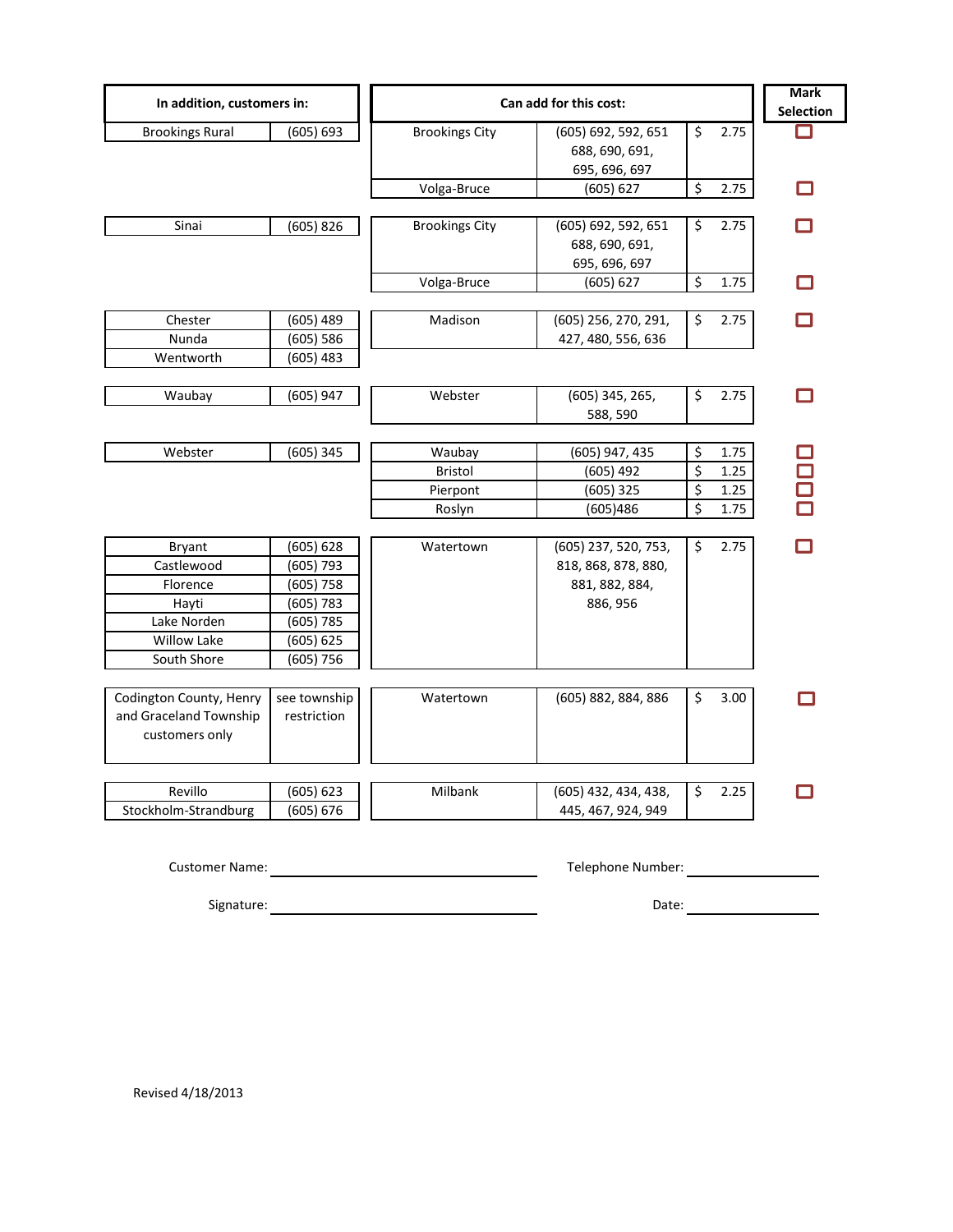| In addition, customers in: | | Can add for this cost: | | | Mark Selection |
|---|---|---|---|---|---|
| Brookings Rural | (605) 693 | Brookings City | (605) 692, 592, 651 688, 690, 691, 695, 696, 697 | $ 2.75 | ☐ |
| | | Volga-Bruce | (605) 627 | $ 2.75 | ☐ |
| Sinai | (605) 826 | Brookings City | (605) 692, 592, 651 688, 690, 691, 695, 696, 697 | $ 2.75 | ☐ |
| | | Volga-Bruce | (605) 627 | $ 1.75 | ☐ |
| Chester | (605) 489 | Madison | (605) 256, 270, 291, 427, 480, 556, 636 | $ 2.75 | ☐ |
| Nunda | (605) 586 | | | | |
| Wentworth | (605) 483 | | | | |
| Waubay | (605) 947 | Webster | (605) 345, 265, 588, 590 | $ 2.75 | ☐ |
| Webster | (605) 345 | Waubay | (605) 947, 435 | $ 1.75 | ☐ |
| | | Bristol | (605) 492 | $ 1.25 | ☐ |
| | | Pierpont | (605) 325 | $ 1.25 | ☐ |
| | | Roslyn | (605)486 | $ 1.75 | ☐ |
| Bryant | (605) 628 | Watertown | (605) 237, 520, 753, 818, 868, 878, 880, 881, 882, 884, 886, 956 | $ 2.75 | ☐ |
| Castlewood | (605) 793 | | | | |
| Florence | (605) 758 | | | | |
| Hayti | (605) 783 | | | | |
| Lake Norden | (605) 785 | | | | |
| Willow Lake | (605) 625 | | | | |
| South Shore | (605) 756 | | | | |
| Codington County, Henry and Graceland Township customers only | see township restriction | Watertown | (605) 882, 884, 886 | $ 3.00 | ☐ |
| Revillo | (605) 623 | Milbank | (605) 432, 434, 438, 445, 467, 924, 949 | $ 2.25 | ☐ |
| Stockholm-Strandburg | (605) 676 | | | | |

Customer Name: ______________________ Telephone Number: ______________

Signature: ______________________ Date: ______________

Revised 4/18/2013